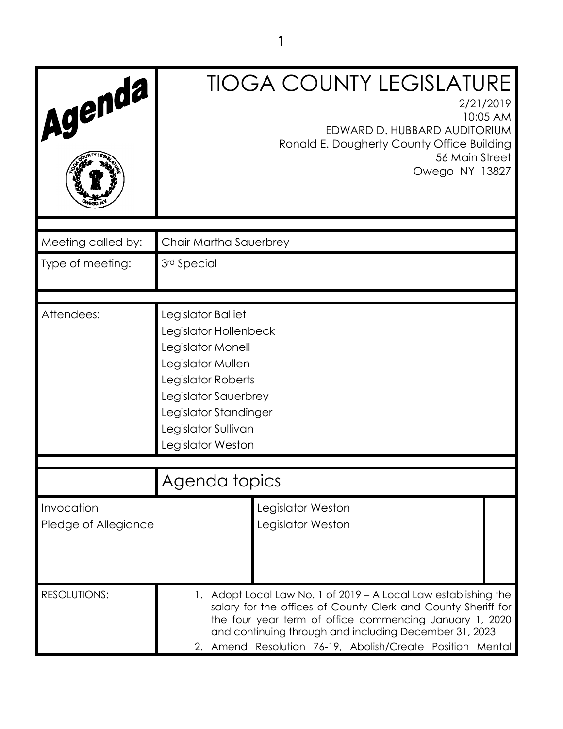# Agenda

## TIOGA COUNTY LEGISLATURE

2/21/2019
10:05 AM
EDWARD D. HUBBARD AUDITORIUM
Ronald E. Dougherty County Office Building
56 Main Street
Owego NY 13827

| | |
|---|---|
| Meeting called by: | Chair Martha Sauerbrey |
| Type of meeting: | 3rd Special |
| Attendees: | Legislator Balliet<br>Legislator Hollenbeck<br>Legislator Monell<br>Legislator Mullen<br>Legislator Roberts<br>Legislator Sauerbrey<br>Legislator Standinger<br>Legislator Sullivan<br>Legislator Weston |

## Agenda topics

| | |
|---|---|
| Invocation | Legislator Weston |
| Pledge of Allegiance | Legislator Weston |

RESOLUTIONS:

1. Adopt Local Law No. 1 of 2019 – A Local Law establishing the salary for the offices of County Clerk and County Sheriff for the four year term of office commencing January 1, 2020 and continuing through and including December 31, 2023
2. Amend Resolution 76-19, Abolish/Create Position Mental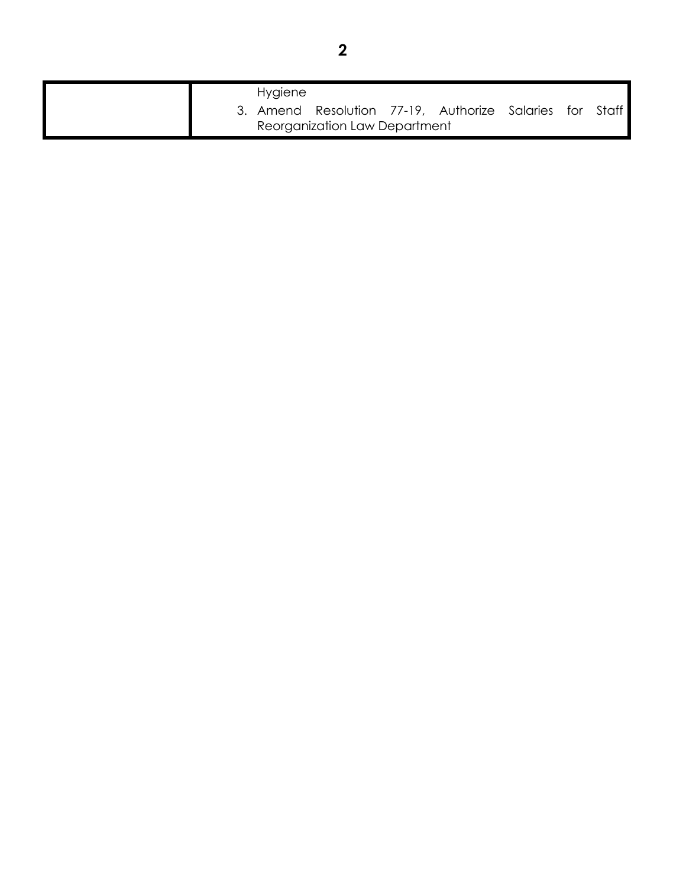| | |
|---|---|
| | Hygiene<br>3. Amend Resolution 77-19, Authorize Salaries for Staff Reorganization Law Department |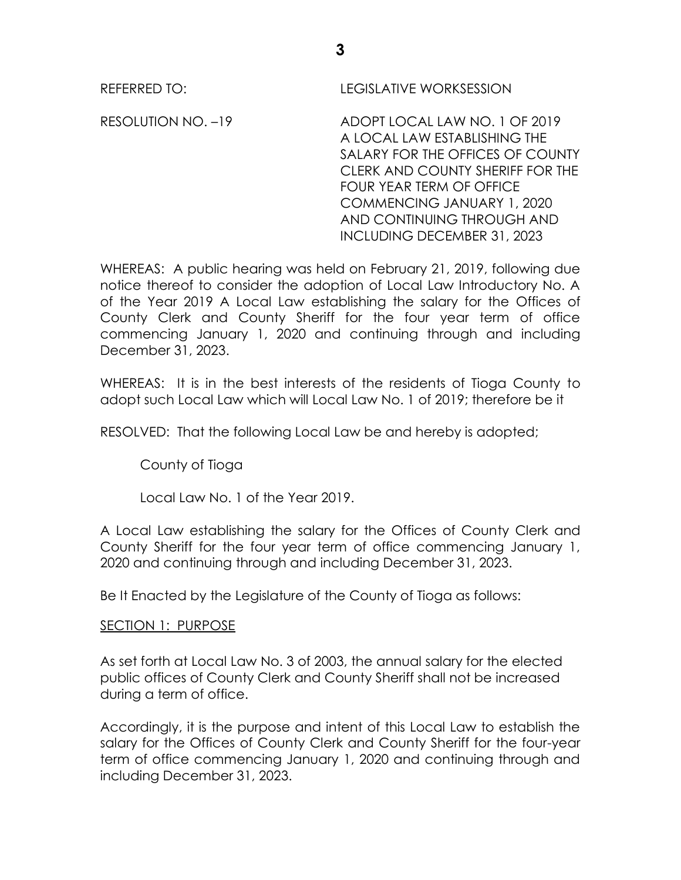REFERRED TO: LEGISLATIVE WORKSESSION

RESOLUTION NO. –19 ADOPT LOCAL LAW NO. 1 OF 2019 A LOCAL LAW ESTABLISHING THE SALARY FOR THE OFFICES OF COUNTY CLERK AND COUNTY SHERIFF FOR THE FOUR YEAR TERM OF OFFICE COMMENCING JANUARY 1, 2020 AND CONTINUING THROUGH AND INCLUDING DECEMBER 31, 2023

WHEREAS: A public hearing was held on February 21, 2019, following due notice thereof to consider the adoption of Local Law Introductory No. A of the Year 2019 A Local Law establishing the salary for the Offices of County Clerk and County Sheriff for the four year term of office commencing January 1, 2020 and continuing through and including December 31, 2023.

WHEREAS: It is in the best interests of the residents of Tioga County to adopt such Local Law which will Local Law No. 1 of 2019; therefore be it

RESOLVED: That the following Local Law be and hereby is adopted;

County of Tioga

Local Law No. 1 of the Year 2019.

A Local Law establishing the salary for the Offices of County Clerk and County Sheriff for the four year term of office commencing January 1, 2020 and continuing through and including December 31, 2023.

Be It Enacted by the Legislature of the County of Tioga as follows:

SECTION 1: PURPOSE

As set forth at Local Law No. 3 of 2003, the annual salary for the elected public offices of County Clerk and County Sheriff shall not be increased during a term of office.

Accordingly, it is the purpose and intent of this Local Law to establish the salary for the Offices of County Clerk and County Sheriff for the four-year term of office commencing January 1, 2020 and continuing through and including December 31, 2023.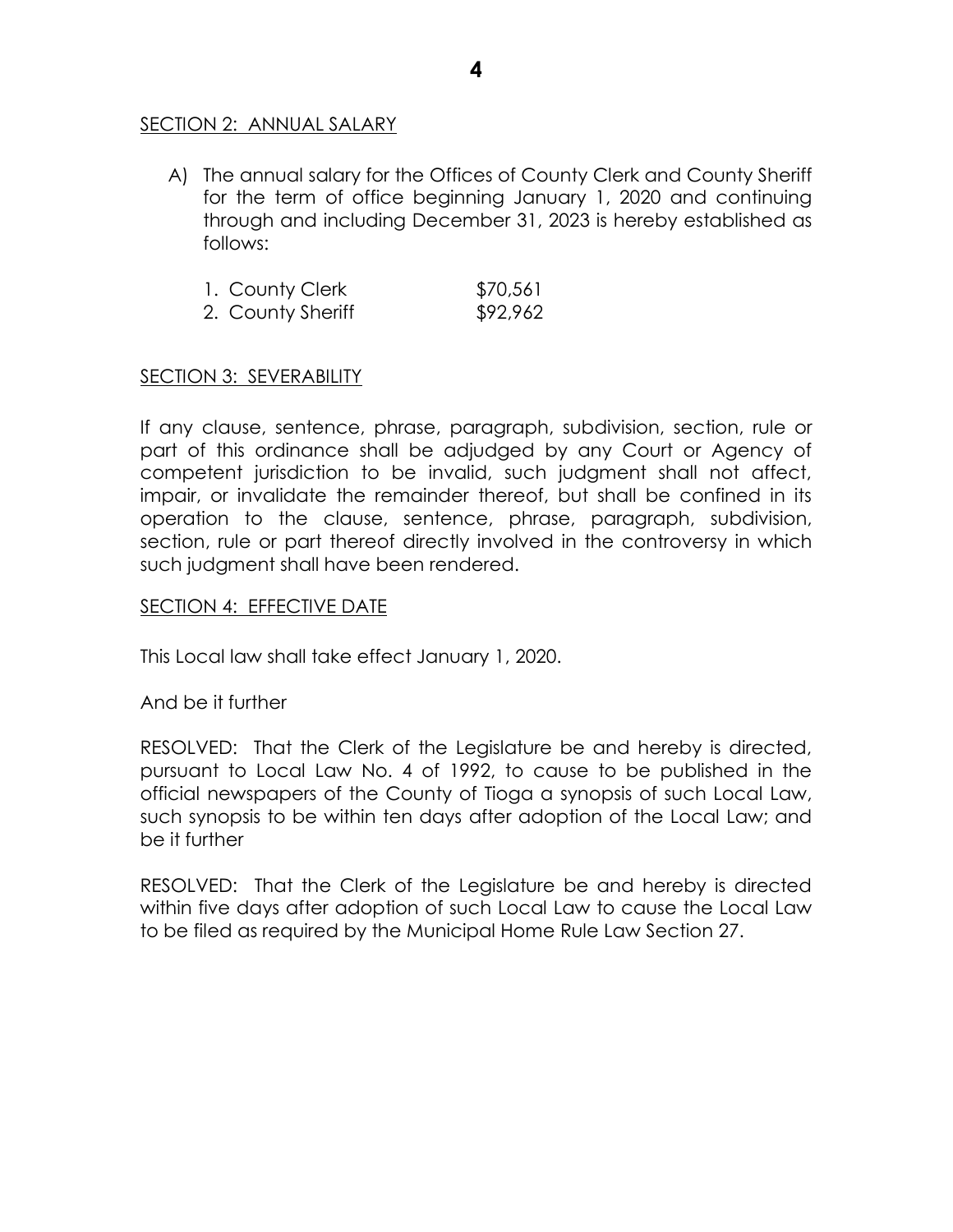SECTION 2: ANNUAL SALARY

A) The annual salary for the Offices of County Clerk and County Sheriff for the term of office beginning January 1, 2020 and continuing through and including December 31, 2023 is hereby established as follows:

| | |
|---|---|
| 1. County Clerk | $70,561 |
| 2. County Sheriff | $92,962 |

SECTION 3: SEVERABILITY

If any clause, sentence, phrase, paragraph, subdivision, section, rule or part of this ordinance shall be adjudged by any Court or Agency of competent jurisdiction to be invalid, such judgment shall not affect, impair, or invalidate the remainder thereof, but shall be confined in its operation to the clause, sentence, phrase, paragraph, subdivision, section, rule or part thereof directly involved in the controversy in which such judgment shall have been rendered.

SECTION 4: EFFECTIVE DATE

This Local law shall take effect January 1, 2020.

And be it further

RESOLVED: That the Clerk of the Legislature be and hereby is directed, pursuant to Local Law No. 4 of 1992, to cause to be published in the official newspapers of the County of Tioga a synopsis of such Local Law, such synopsis to be within ten days after adoption of the Local Law; and be it further

RESOLVED: That the Clerk of the Legislature be and hereby is directed within five days after adoption of such Local Law to cause the Local Law to be filed as required by the Municipal Home Rule Law Section 27.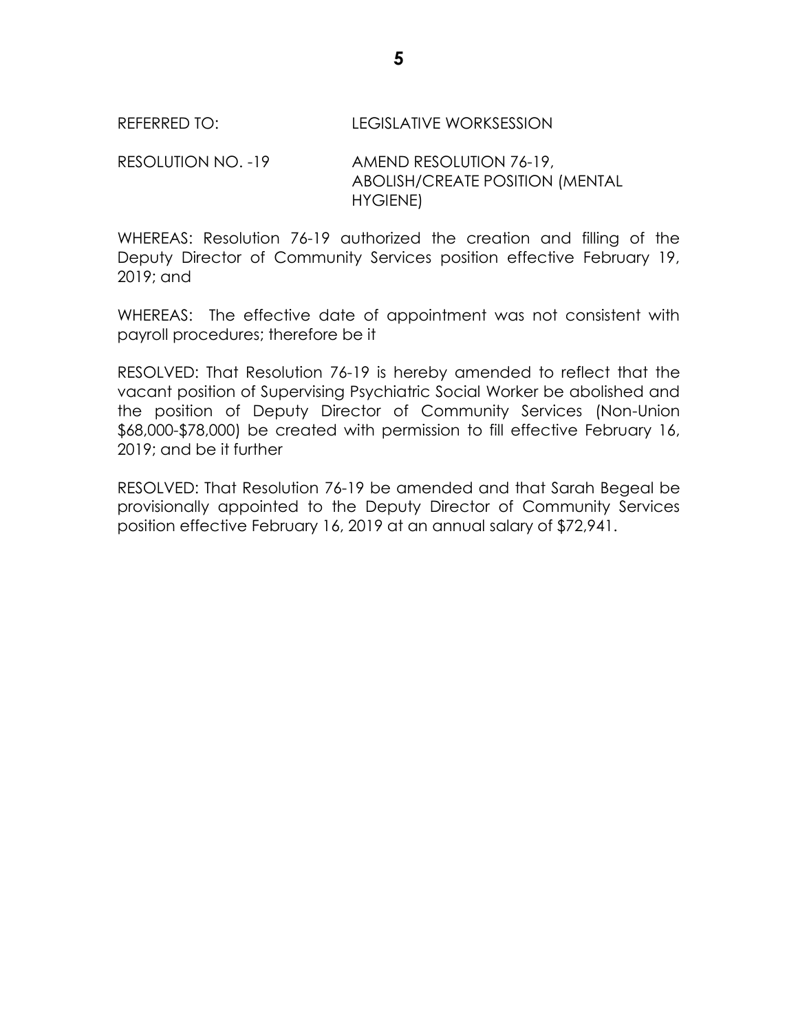REFERRED TO: LEGISLATIVE WORKSESSION

RESOLUTION NO. -19 AMEND RESOLUTION 76-19, ABOLISH/CREATE POSITION (MENTAL HYGIENE)

WHEREAS: Resolution 76-19 authorized the creation and filling of the Deputy Director of Community Services position effective February 19, 2019; and

WHEREAS: The effective date of appointment was not consistent with payroll procedures; therefore be it

RESOLVED: That Resolution 76-19 is hereby amended to reflect that the vacant position of Supervising Psychiatric Social Worker be abolished and the position of Deputy Director of Community Services (Non-Union $68,000-$78,000) be created with permission to fill effective February 16, 2019; and be it further

RESOLVED: That Resolution 76-19 be amended and that Sarah Begeal be provisionally appointed to the Deputy Director of Community Services position effective February 16, 2019 at an annual salary of $72,941.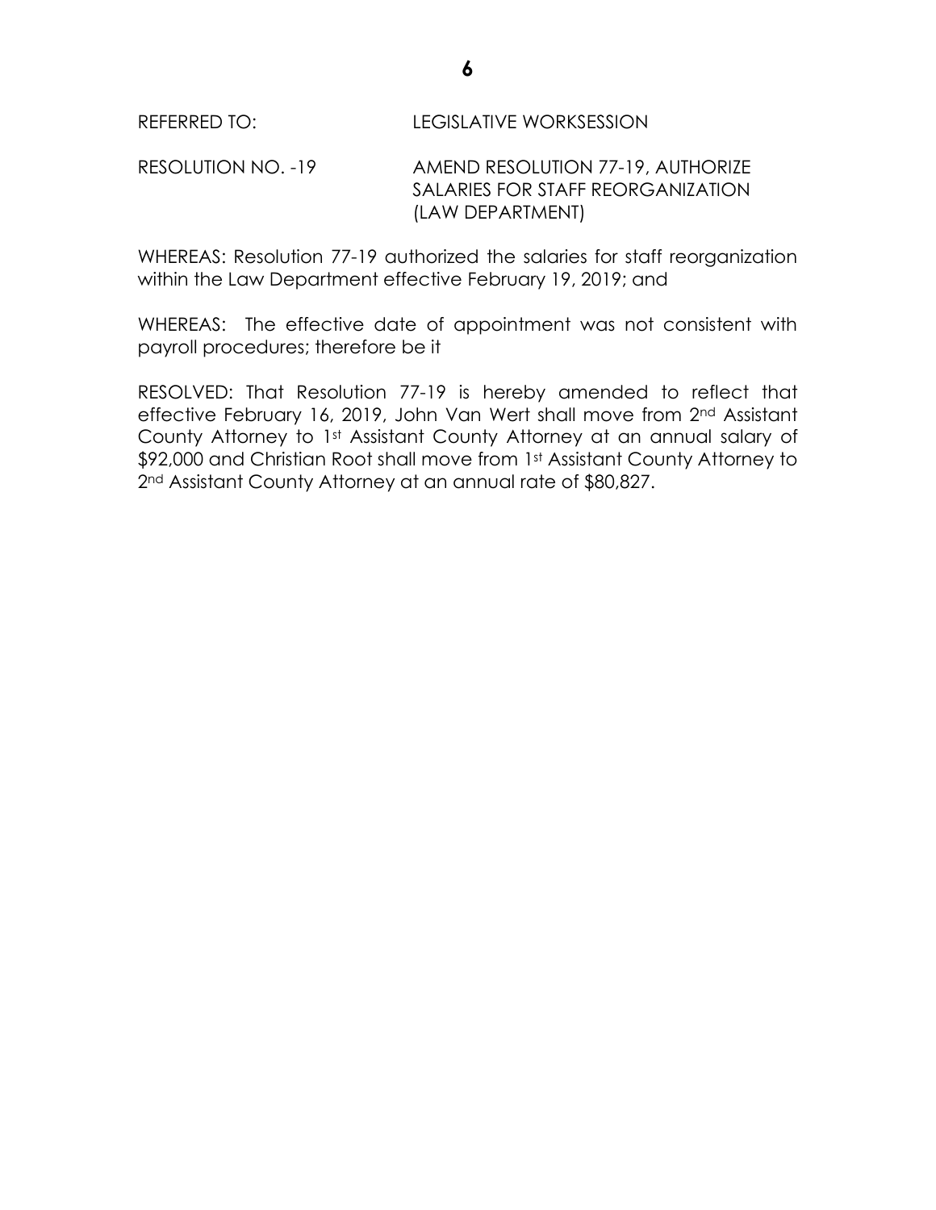REFERRED TO: LEGISLATIVE WORKSESSION

RESOLUTION NO. -19 AMEND RESOLUTION 77-19, AUTHORIZE SALARIES FOR STAFF REORGANIZATION (LAW DEPARTMENT)

WHEREAS: Resolution 77-19 authorized the salaries for staff reorganization within the Law Department effective February 19, 2019; and

WHEREAS: The effective date of appointment was not consistent with payroll procedures; therefore be it

RESOLVED: That Resolution 77-19 is hereby amended to reflect that effective February 16, 2019, John Van Wert shall move from 2nd Assistant County Attorney to 1st Assistant County Attorney at an annual salary of $92,000 and Christian Root shall move from 1st Assistant County Attorney to 2nd Assistant County Attorney at an annual rate of $80,827.